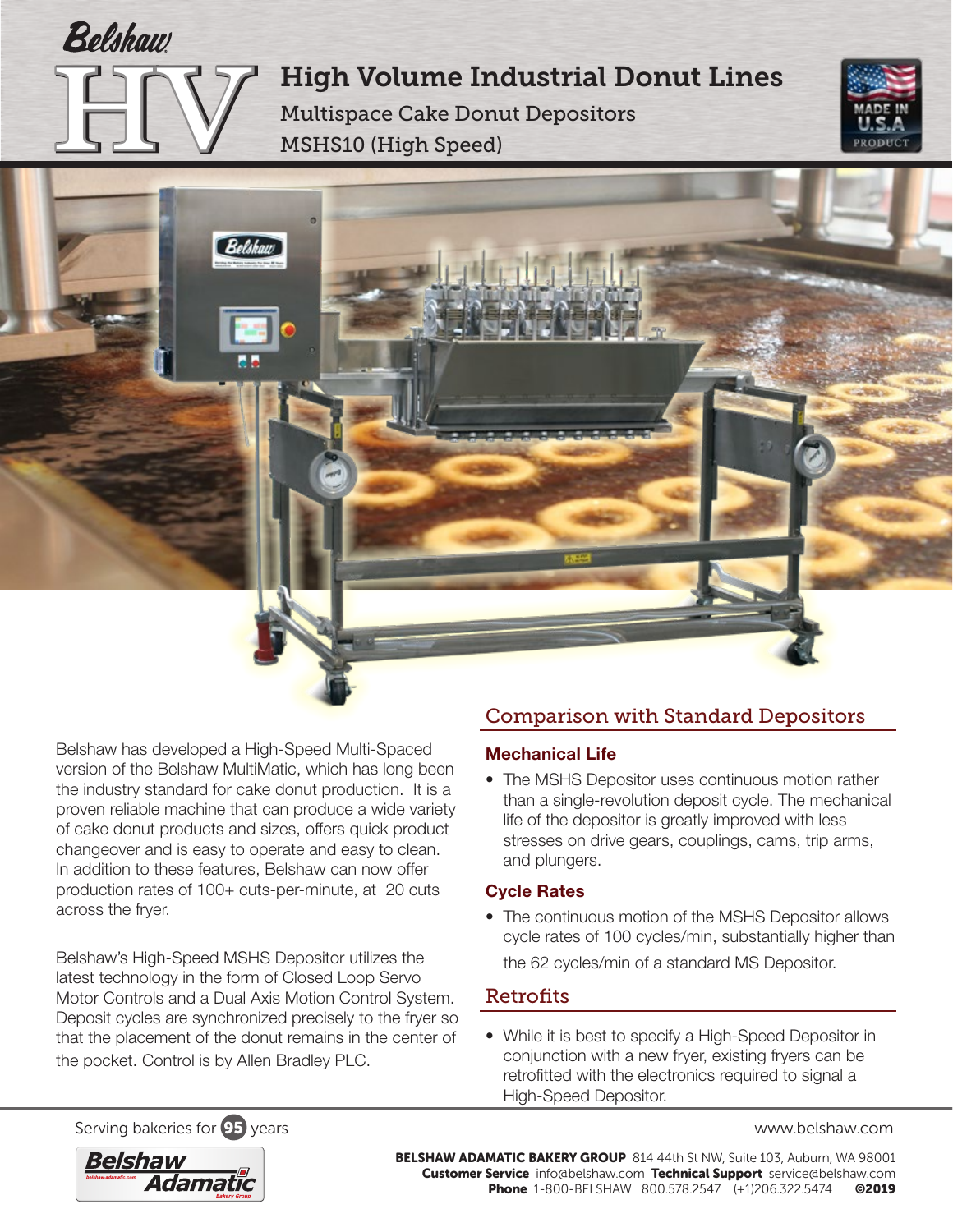Belshaw

# HV High Volume Industrial Donut Lines

## Multispace Cake Donut Depositors

## MSHS10 (High Speed)

MADE IN U.S.A PRODUCT

Belshaw has developed a High-Speed Multi-Spaced version of the Belshaw MultiMatic, which has long been the industry standard for cake donut production. It is a proven reliable machine that can produce a wide variety of cake donut products and sizes, offers quick product changeover and is easy to operate and easy to clean. In addition to these features, Belshaw can now offer production rates of 100+ cuts-per-minute, at 20 cuts across the fryer.

Belshaw's High-Speed MSHS Depositor utilizes the latest technology in the form of Closed Loop Servo Motor Controls and a Dual Axis Motion Control System. Deposit cycles are synchronized precisely to the fryer so that the placement of the donut remains in the center of the pocket. Control is by Allen Bradley PLC.

## Comparison with Standard Depositors

### Mechanical Life

- The MSHS Depositor uses continuous motion rather than a single-revolution deposit cycle. The mechanical life of the depositor is greatly improved with less stresses on drive gears, couplings, cams, trip arms, and plungers.

### Cycle Rates

- The continuous motion of the MSHS Depositor allows cycle rates of 100 cycles/min, substantially higher than the 62 cycles/min of a standard MS Depositor.

## Retrofits

- While it is best to specify a High-Speed Depositor in conjunction with a new fryer, existing fryers can be retrofitted with the electronics required to signal a High-Speed Depositor.

Serving bakeries for 95 years

www.belshaw.com

Belshaw Adamatic

**BELSHAW ADAMATIC BAKERY GROUP** 814 44th St NW, Suite 103, Auburn, WA 98001
**Customer Service** info@belshaw.com **Technical Support** service@belshaw.com
**Phone** 1-800-BELSHAW 800.578.2547 (+1)206.322.5474 **©2019**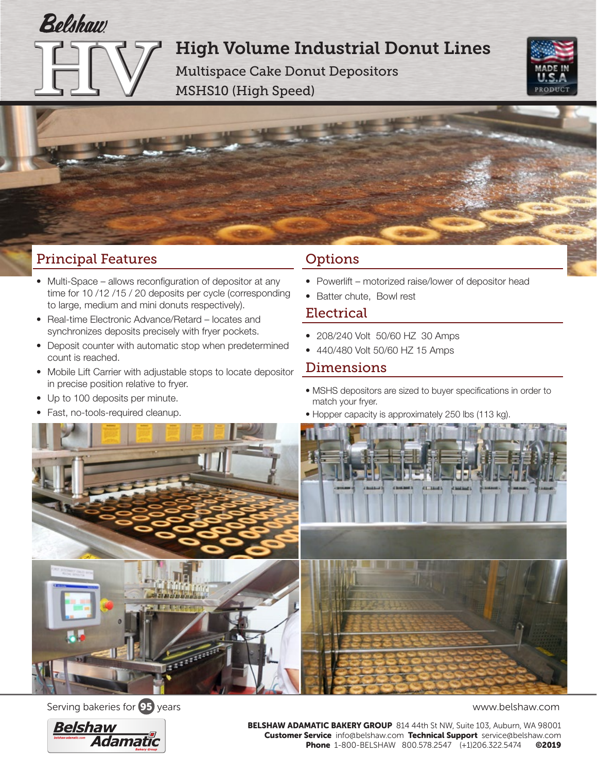# Belshaw HV

## High Volume Industrial Donut Lines

Multispace Cake Donut Depositors

MSHS10 (High Speed)

MADE IN U.S.A PRODUCT

## Principal Features

- Multi-Space – allows reconfiguration of depositor at any time for 10 /12 /15 / 20 deposits per cycle (corresponding to large, medium and mini donuts respectively).
- Real-time Electronic Advance/Retard – locates and synchronizes deposits precisely with fryer pockets.
- Deposit counter with automatic stop when predetermined count is reached.
- Mobile Lift Carrier with adjustable stops to locate depositor in precise position relative to fryer.
- Up to 100 deposits per minute.
- Fast, no-tools-required cleanup.

## Options

- Powerlift – motorized raise/lower of depositor head
- Batter chute, Bowl rest

## Electrical

- 208/240 Volt 50/60 HZ 30 Amps
- 440/480 Volt 50/60 HZ 15 Amps

## Dimensions

- MSHS depositors are sized to buyer specifications in order to match your fryer.
- Hopper capacity is approximately 250 lbs (113 kg).

Serving bakeries for 95 years

www.belshaw.com

Belshaw Adamatic

**BELSHAW ADAMATIC BAKERY GROUP** 814 44th St NW, Suite 103, Auburn, WA 98001
**Customer Service** info@belshaw.com **Technical Support** service@belshaw.com
**Phone** 1-800-BELSHAW 800.578.2547 (+1)206.322.5474 **©2019**